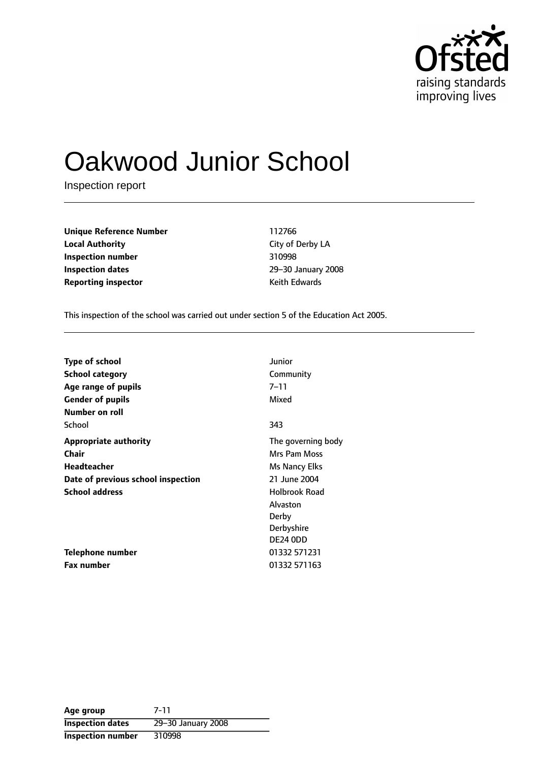Ofsted
raising standards
improving lives

# Oakwood Junior School

Inspection report

| | |
|---|---|
| **Unique Reference Number** | 112766 |
| **Local Authority** | City of Derby LA |
| **Inspection number** | 310998 |
| **Inspection dates** | 29–30 January 2008 |
| **Reporting inspector** | Keith Edwards |

This inspection of the school was carried out under section 5 of the Education Act 2005.

| | |
|---|---|
| **Type of school** | Junior |
| **School category** | Community |
| **Age range of pupils** | 7–11 |
| **Gender of pupils** | Mixed |
| **Number on roll** | |
| School | 343 |
| **Appropriate authority** | The governing body |
| **Chair** | Mrs Pam Moss |
| **Headteacher** | Ms Nancy Elks |
| **Date of previous school inspection** | 21 June 2004 |
| **School address** | Holbrook Road<br>Alvaston<br>Derby<br>Derbyshire<br>DE24 0DD |
| **Telephone number** | 01332 571231 |
| **Fax number** | 01332 571163 |

| | |
|---|---|
| **Age group** | 7-11 |
| **Inspection dates** | 29–30 January 2008 |
| **Inspection number** | 310998 |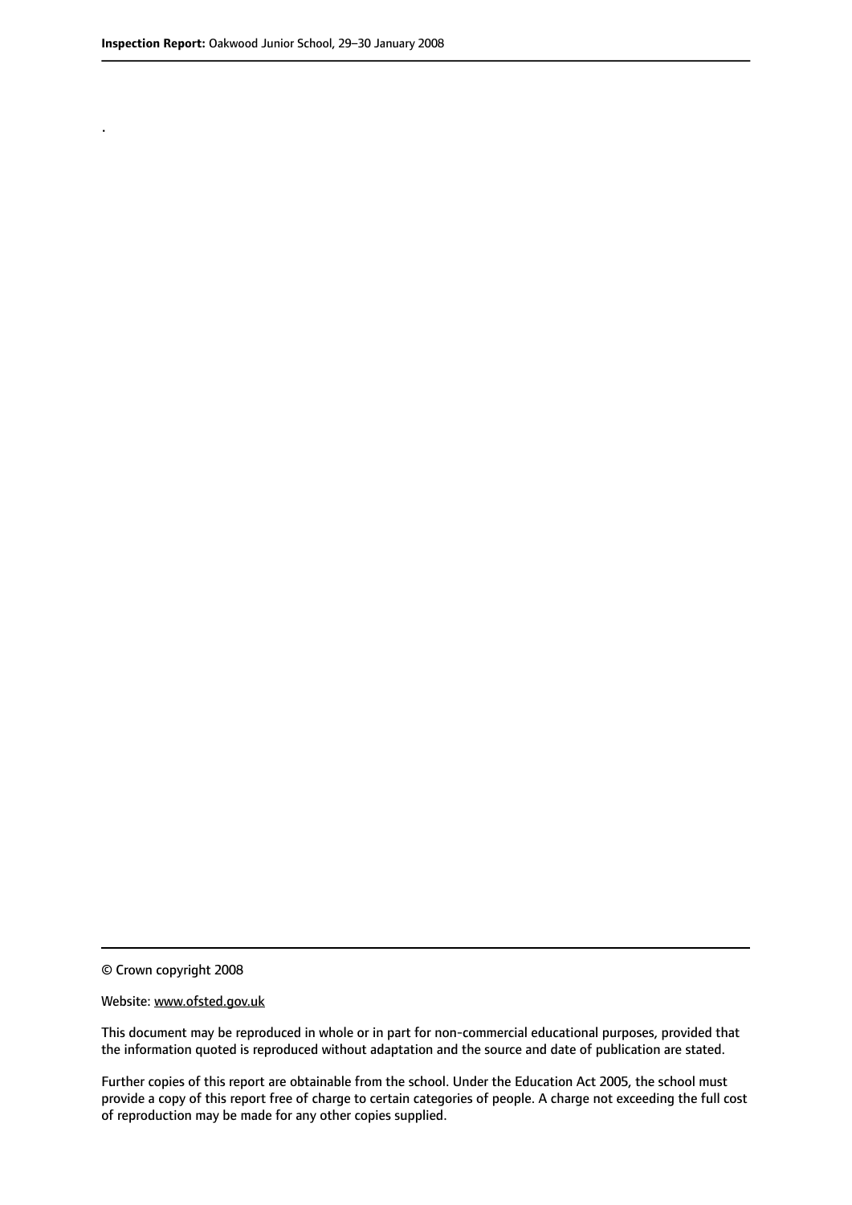.

© Crown copyright 2008

Website: www.ofsted.gov.uk

This document may be reproduced in whole or in part for non-commercial educational purposes, provided that the information quoted is reproduced without adaptation and the source and date of publication are stated.

Further copies of this report are obtainable from the school. Under the Education Act 2005, the school must provide a copy of this report free of charge to certain categories of people. A charge not exceeding the full cost of reproduction may be made for any other copies supplied.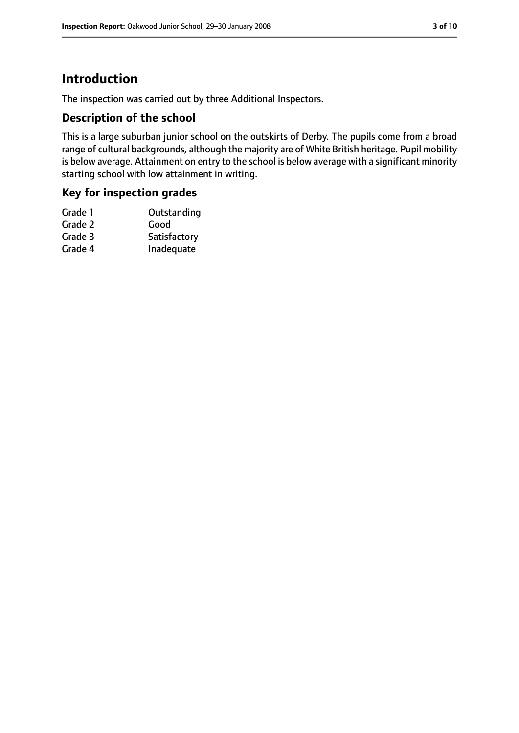# Introduction

The inspection was carried out by three Additional Inspectors.

## Description of the school

This is a large suburban junior school on the outskirts of Derby. The pupils come from a broad range of cultural backgrounds, although the majority are of White British heritage. Pupil mobility is below average. Attainment on entry to the school is below average with a significant minority starting school with low attainment in writing.

## Key for inspection grades

| | |
|---|---|
| Grade 1 | Outstanding |
| Grade 2 | Good |
| Grade 3 | Satisfactory |
| Grade 4 | Inadequate |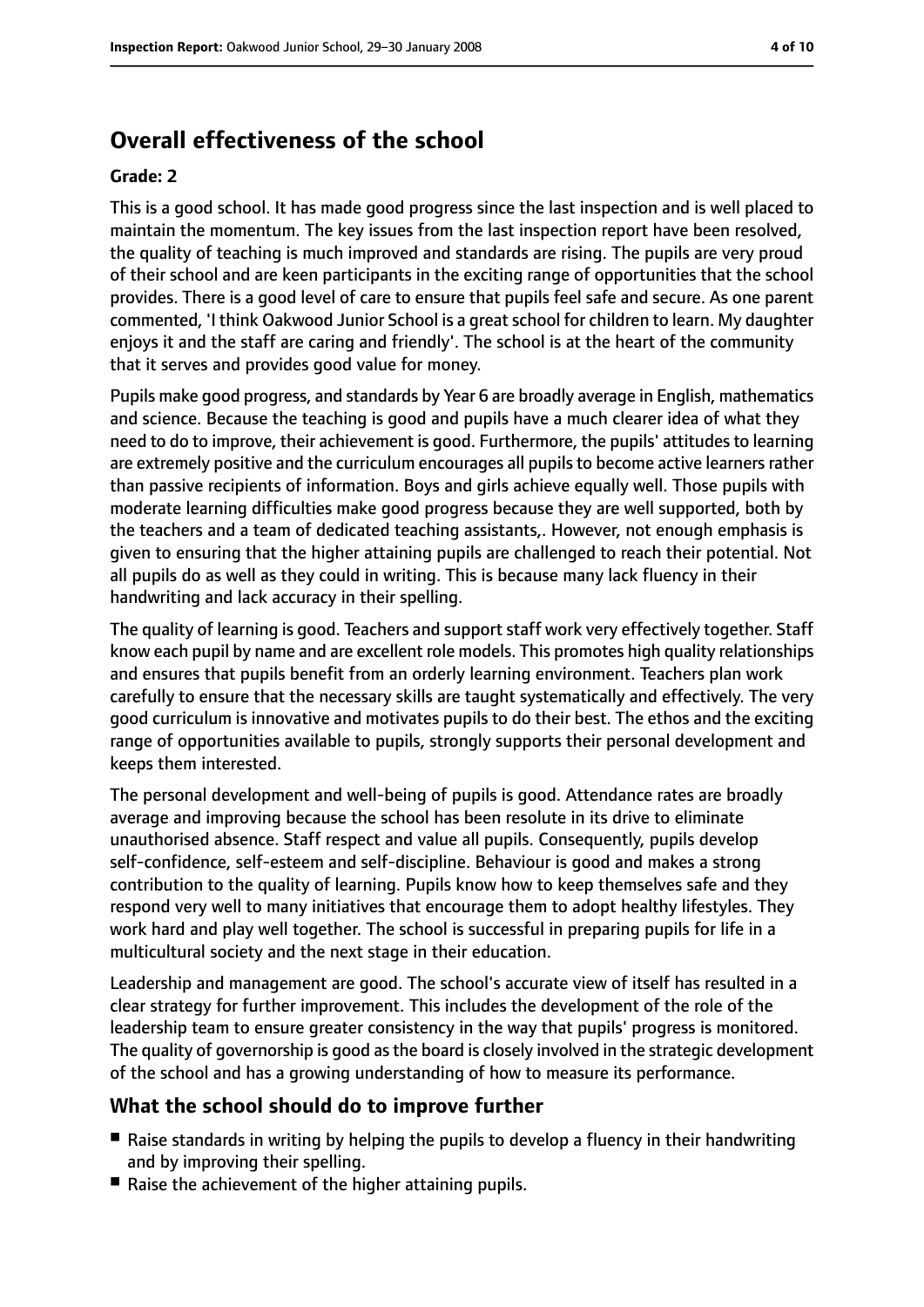## Overall effectiveness of the school

**Grade: 2**

This is a good school. It has made good progress since the last inspection and is well placed to maintain the momentum. The key issues from the last inspection report have been resolved, the quality of teaching is much improved and standards are rising. The pupils are very proud of their school and are keen participants in the exciting range of opportunities that the school provides. There is a good level of care to ensure that pupils feel safe and secure. As one parent commented, 'I think Oakwood Junior School is a great school for children to learn. My daughter enjoys it and the staff are caring and friendly'. The school is at the heart of the community that it serves and provides good value for money.

Pupils make good progress, and standards by Year 6 are broadly average in English, mathematics and science. Because the teaching is good and pupils have a much clearer idea of what they need to do to improve, their achievement is good. Furthermore, the pupils' attitudes to learning are extremely positive and the curriculum encourages all pupils to become active learners rather than passive recipients of information. Boys and girls achieve equally well. Those pupils with moderate learning difficulties make good progress because they are well supported, both by the teachers and a team of dedicated teaching assistants,. However, not enough emphasis is given to ensuring that the higher attaining pupils are challenged to reach their potential. Not all pupils do as well as they could in writing. This is because many lack fluency in their handwriting and lack accuracy in their spelling.

The quality of learning is good. Teachers and support staff work very effectively together. Staff know each pupil by name and are excellent role models. This promotes high quality relationships and ensures that pupils benefit from an orderly learning environment. Teachers plan work carefully to ensure that the necessary skills are taught systematically and effectively. The very good curriculum is innovative and motivates pupils to do their best. The ethos and the exciting range of opportunities available to pupils, strongly supports their personal development and keeps them interested.

The personal development and well-being of pupils is good. Attendance rates are broadly average and improving because the school has been resolute in its drive to eliminate unauthorised absence. Staff respect and value all pupils. Consequently, pupils develop self-confidence, self-esteem and self-discipline. Behaviour is good and makes a strong contribution to the quality of learning. Pupils know how to keep themselves safe and they respond very well to many initiatives that encourage them to adopt healthy lifestyles. They work hard and play well together. The school is successful in preparing pupils for life in a multicultural society and the next stage in their education.

Leadership and management are good. The school's accurate view of itself has resulted in a clear strategy for further improvement. This includes the development of the role of the leadership team to ensure greater consistency in the way that pupils' progress is monitored. The quality of governorship is good as the board is closely involved in the strategic development of the school and has a growing understanding of how to measure its performance.

### What the school should do to improve further

- Raise standards in writing by helping the pupils to develop a fluency in their handwriting and by improving their spelling.
- Raise the achievement of the higher attaining pupils.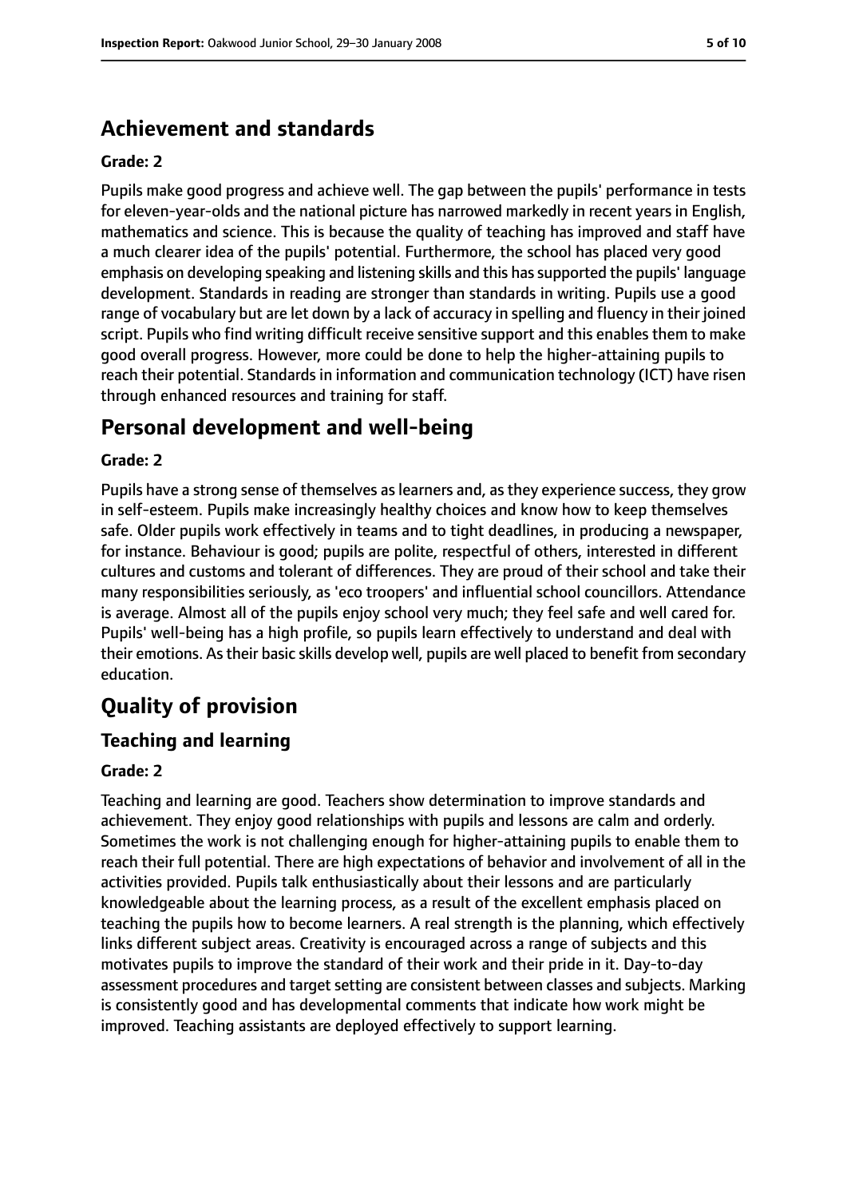## Achievement and standards

**Grade: 2**

Pupils make good progress and achieve well. The gap between the pupils' performance in tests for eleven-year-olds and the national picture has narrowed markedly in recent years in English, mathematics and science. This is because the quality of teaching has improved and staff have a much clearer idea of the pupils' potential. Furthermore, the school has placed very good emphasis on developing speaking and listening skills and this has supported the pupils' language development. Standards in reading are stronger than standards in writing. Pupils use a good range of vocabulary but are let down by a lack of accuracy in spelling and fluency in their joined script. Pupils who find writing difficult receive sensitive support and this enables them to make good overall progress. However, more could be done to help the higher-attaining pupils to reach their potential. Standards in information and communication technology (ICT) have risen through enhanced resources and training for staff.

## Personal development and well-being

**Grade: 2**

Pupils have a strong sense of themselves as learners and, as they experience success, they grow in self-esteem. Pupils make increasingly healthy choices and know how to keep themselves safe. Older pupils work effectively in teams and to tight deadlines, in producing a newspaper, for instance. Behaviour is good; pupils are polite, respectful of others, interested in different cultures and customs and tolerant of differences. They are proud of their school and take their many responsibilities seriously, as 'eco troopers' and influential school councillors. Attendance is average. Almost all of the pupils enjoy school very much; they feel safe and well cared for. Pupils' well-being has a high profile, so pupils learn effectively to understand and deal with their emotions. As their basic skills develop well, pupils are well placed to benefit from secondary education.

## Quality of provision

### Teaching and learning

**Grade: 2**

Teaching and learning are good. Teachers show determination to improve standards and achievement. They enjoy good relationships with pupils and lessons are calm and orderly. Sometimes the work is not challenging enough for higher-attaining pupils to enable them to reach their full potential. There are high expectations of behavior and involvement of all in the activities provided. Pupils talk enthusiastically about their lessons and are particularly knowledgeable about the learning process, as a result of the excellent emphasis placed on teaching the pupils how to become learners. A real strength is the planning, which effectively links different subject areas. Creativity is encouraged across a range of subjects and this motivates pupils to improve the standard of their work and their pride in it. Day-to-day assessment procedures and target setting are consistent between classes and subjects. Marking is consistently good and has developmental comments that indicate how work might be improved. Teaching assistants are deployed effectively to support learning.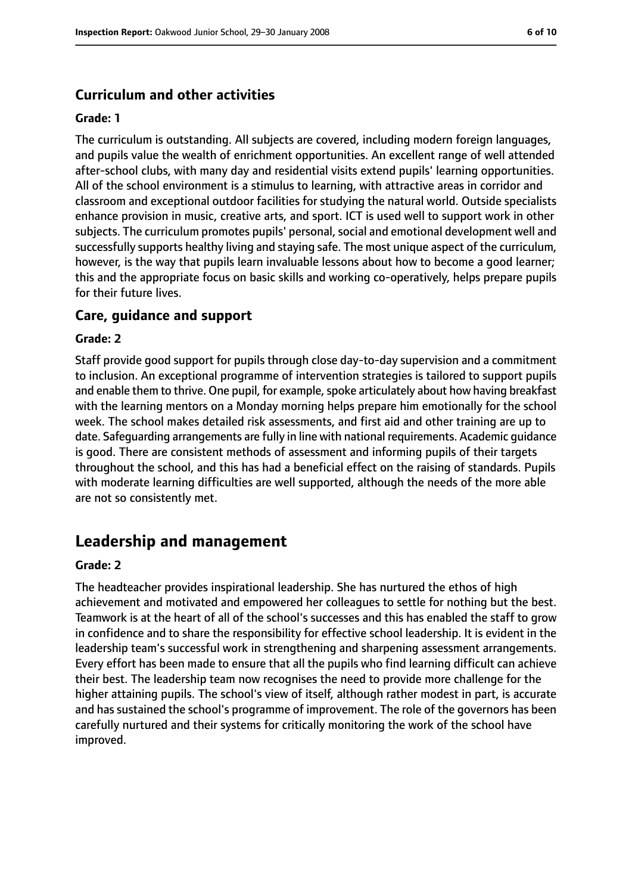### Curriculum and other activities

**Grade: 1**

The curriculum is outstanding. All subjects are covered, including modern foreign languages, and pupils value the wealth of enrichment opportunities. An excellent range of well attended after-school clubs, with many day and residential visits extend pupils' learning opportunities. All of the school environment is a stimulus to learning, with attractive areas in corridor and classroom and exceptional outdoor facilities for studying the natural world. Outside specialists enhance provision in music, creative arts, and sport. ICT is used well to support work in other subjects. The curriculum promotes pupils' personal, social and emotional development well and successfully supports healthy living and staying safe. The most unique aspect of the curriculum, however, is the way that pupils learn invaluable lessons about how to become a good learner; this and the appropriate focus on basic skills and working co-operatively, helps prepare pupils for their future lives.

### Care, guidance and support

**Grade: 2**

Staff provide good support for pupils through close day-to-day supervision and a commitment to inclusion. An exceptional programme of intervention strategies is tailored to support pupils and enable them to thrive. One pupil, for example, spoke articulately about how having breakfast with the learning mentors on a Monday morning helps prepare him emotionally for the school week. The school makes detailed risk assessments, and first aid and other training are up to date. Safeguarding arrangements are fully in line with national requirements. Academic guidance is good. There are consistent methods of assessment and informing pupils of their targets throughout the school, and this has had a beneficial effect on the raising of standards. Pupils with moderate learning difficulties are well supported, although the needs of the more able are not so consistently met.

## Leadership and management

**Grade: 2**

The headteacher provides inspirational leadership. She has nurtured the ethos of high achievement and motivated and empowered her colleagues to settle for nothing but the best. Teamwork is at the heart of all of the school's successes and this has enabled the staff to grow in confidence and to share the responsibility for effective school leadership. It is evident in the leadership team's successful work in strengthening and sharpening assessment arrangements. Every effort has been made to ensure that all the pupils who find learning difficult can achieve their best. The leadership team now recognises the need to provide more challenge for the higher attaining pupils. The school's view of itself, although rather modest in part, is accurate and has sustained the school's programme of improvement. The role of the governors has been carefully nurtured and their systems for critically monitoring the work of the school have improved.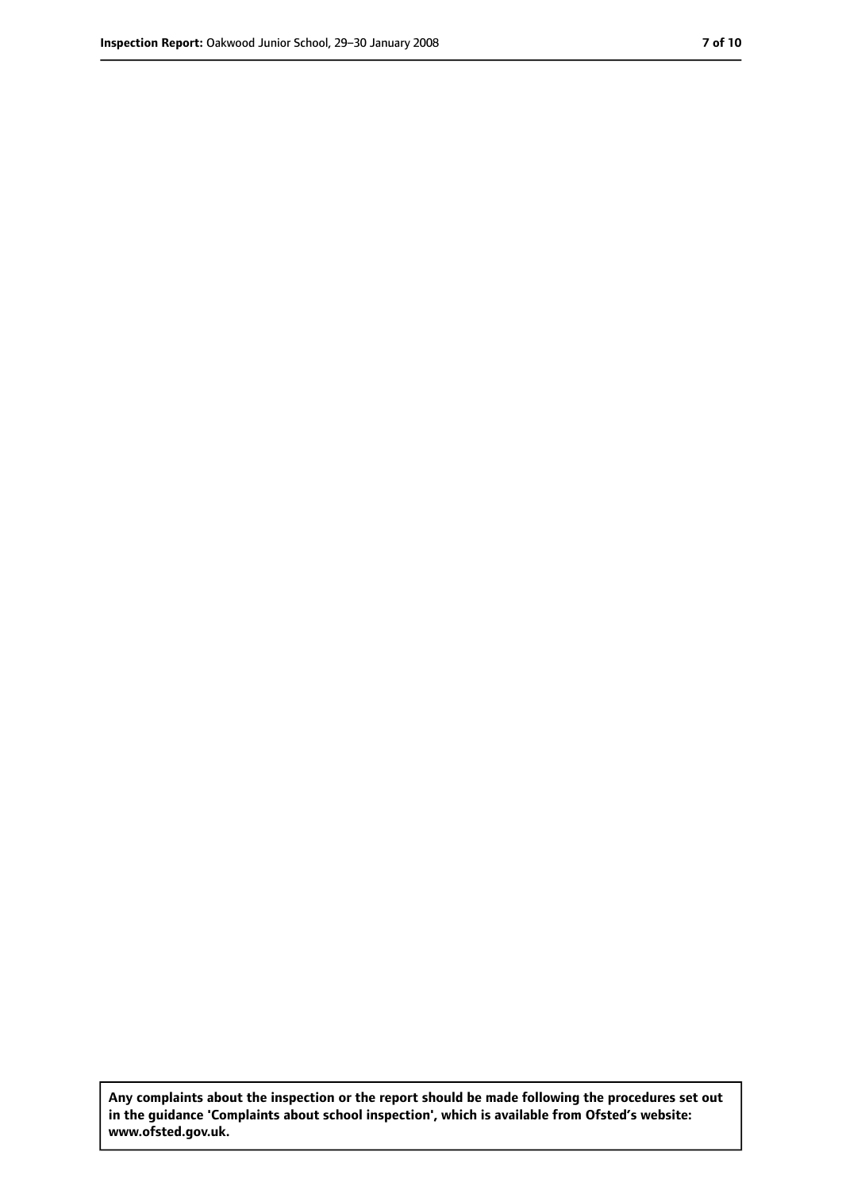Any complaints about the inspection or the report should be made following the procedures set out in the guidance 'Complaints about school inspection', which is available from Ofsted's website: www.ofsted.gov.uk.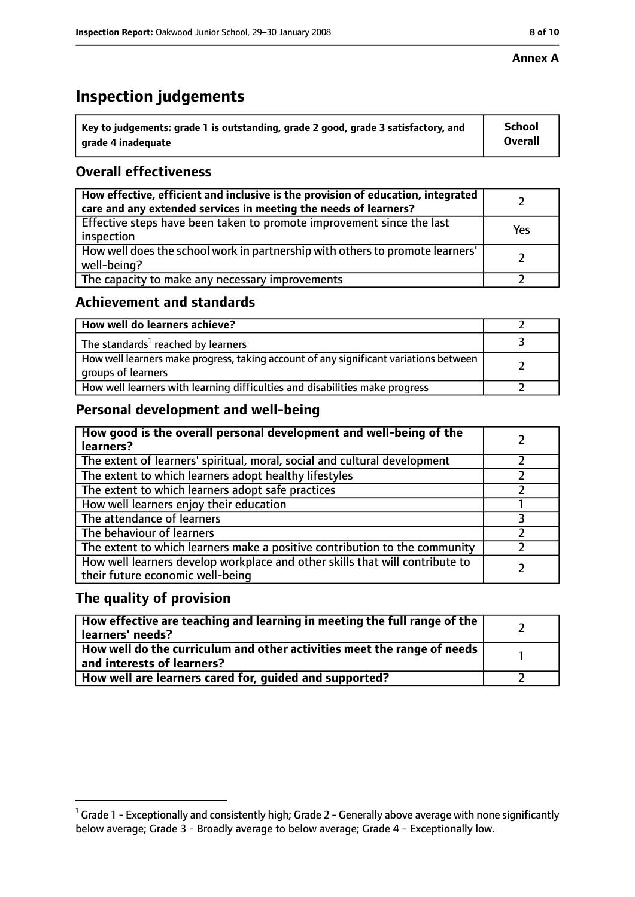**Annex A**

# Inspection judgements

| Key to judgements: grade 1 is outstanding, grade 2 good, grade 3 satisfactory, and grade 4 inadequate | School Overall |
|---|---|

## Overall effectiveness

| | |
|---|---|
| **How effective, efficient and inclusive is the provision of education, integrated care and any extended services in meeting the needs of learners?** | 2 |
| Effective steps have been taken to promote improvement since the last inspection | Yes |
| How well does the school work in partnership with others to promote learners' well-being? | 2 |
| The capacity to make any necessary improvements | 2 |

## Achievement and standards

| | |
|---|---|
| **How well do learners achieve?** | 2 |
| The standards[1] reached by learners | 3 |
| How well learners make progress, taking account of any significant variations between groups of learners | 2 |
| How well learners with learning difficulties and disabilities make progress | 2 |

## Personal development and well-being

| | |
|---|---|
| **How good is the overall personal development and well-being of the learners?** | 2 |
| The extent of learners' spiritual, moral, social and cultural development | 2 |
| The extent to which learners adopt healthy lifestyles | 2 |
| The extent to which learners adopt safe practices | 2 |
| How well learners enjoy their education | 1 |
| The attendance of learners | 3 |
| The behaviour of learners | 2 |
| The extent to which learners make a positive contribution to the community | 2 |
| How well learners develop workplace and other skills that will contribute to their future economic well-being | 2 |

## The quality of provision

| | |
|---|---|
| **How effective are teaching and learning in meeting the full range of the learners' needs?** | 2 |
| **How well do the curriculum and other activities meet the range of needs and interests of learners?** | 1 |
| **How well are learners cared for, guided and supported?** | 2 |

[1] Grade 1 - Exceptionally and consistently high; Grade 2 - Generally above average with none significantly below average; Grade 3 - Broadly average to below average; Grade 4 - Exceptionally low.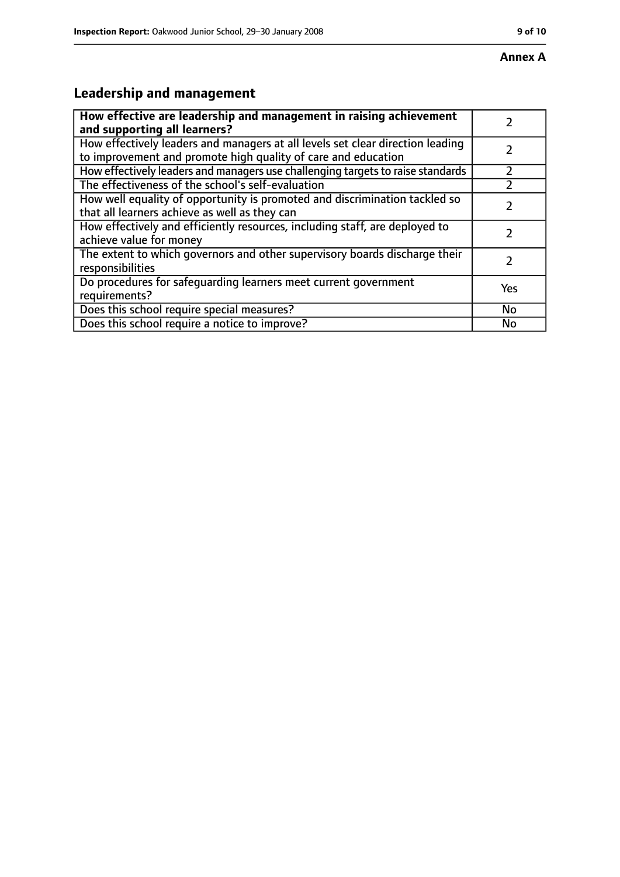**Annex A**

## Leadership and management

| **How effective are leadership and management in raising achievement and supporting all learners?** | 2 |
|---|---|
| How effectively leaders and managers at all levels set clear direction leading to improvement and promote high quality of care and education | 2 |
| How effectively leaders and managers use challenging targets to raise standards | 2 |
| The effectiveness of the school's self-evaluation | 2 |
| How well equality of opportunity is promoted and discrimination tackled so that all learners achieve as well as they can | 2 |
| How effectively and efficiently resources, including staff, are deployed to achieve value for money | 2 |
| The extent to which governors and other supervisory boards discharge their responsibilities | 2 |
| Do procedures for safeguarding learners meet current government requirements? | Yes |
| Does this school require special measures? | No |
| Does this school require a notice to improve? | No |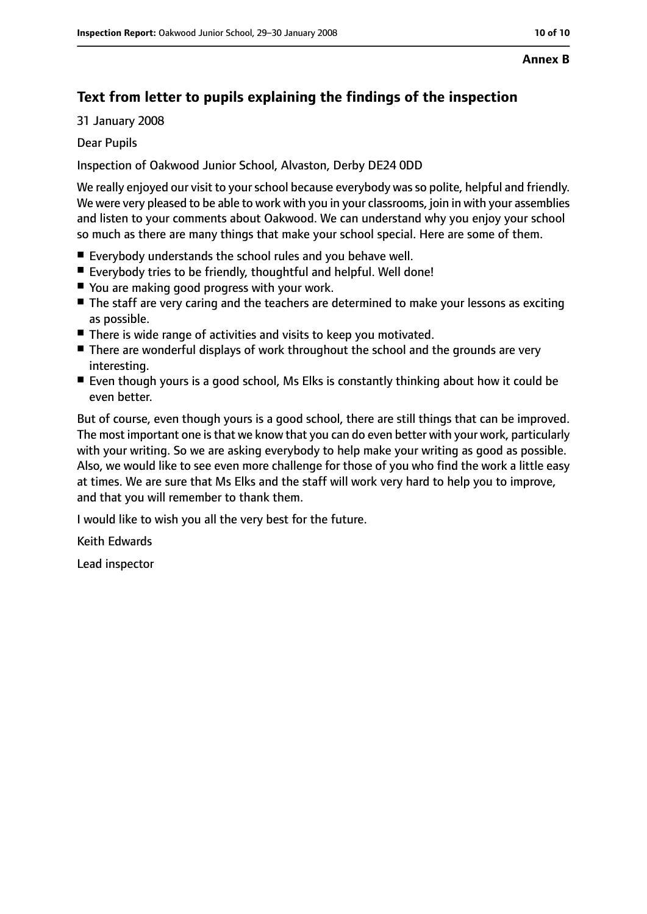**Annex B**

## Text from letter to pupils explaining the findings of the inspection

31 January 2008

Dear Pupils

Inspection of Oakwood Junior School, Alvaston, Derby DE24 0DD

We really enjoyed our visit to your school because everybody was so polite, helpful and friendly. We were very pleased to be able to work with you in your classrooms, join in with your assemblies and listen to your comments about Oakwood. We can understand why you enjoy your school so much as there are many things that make your school special. Here are some of them.

- Everybody understands the school rules and you behave well.
- Everybody tries to be friendly, thoughtful and helpful. Well done!
- You are making good progress with your work.
- The staff are very caring and the teachers are determined to make your lessons as exciting as possible.
- There is wide range of activities and visits to keep you motivated.
- There are wonderful displays of work throughout the school and the grounds are very interesting.
- Even though yours is a good school, Ms Elks is constantly thinking about how it could be even better.

But of course, even though yours is a good school, there are still things that can be improved. The most important one is that we know that you can do even better with your work, particularly with your writing. So we are asking everybody to help make your writing as good as possible. Also, we would like to see even more challenge for those of you who find the work a little easy at times. We are sure that Ms Elks and the staff will work very hard to help you to improve, and that you will remember to thank them.

I would like to wish you all the very best for the future.

Keith Edwards

Lead inspector